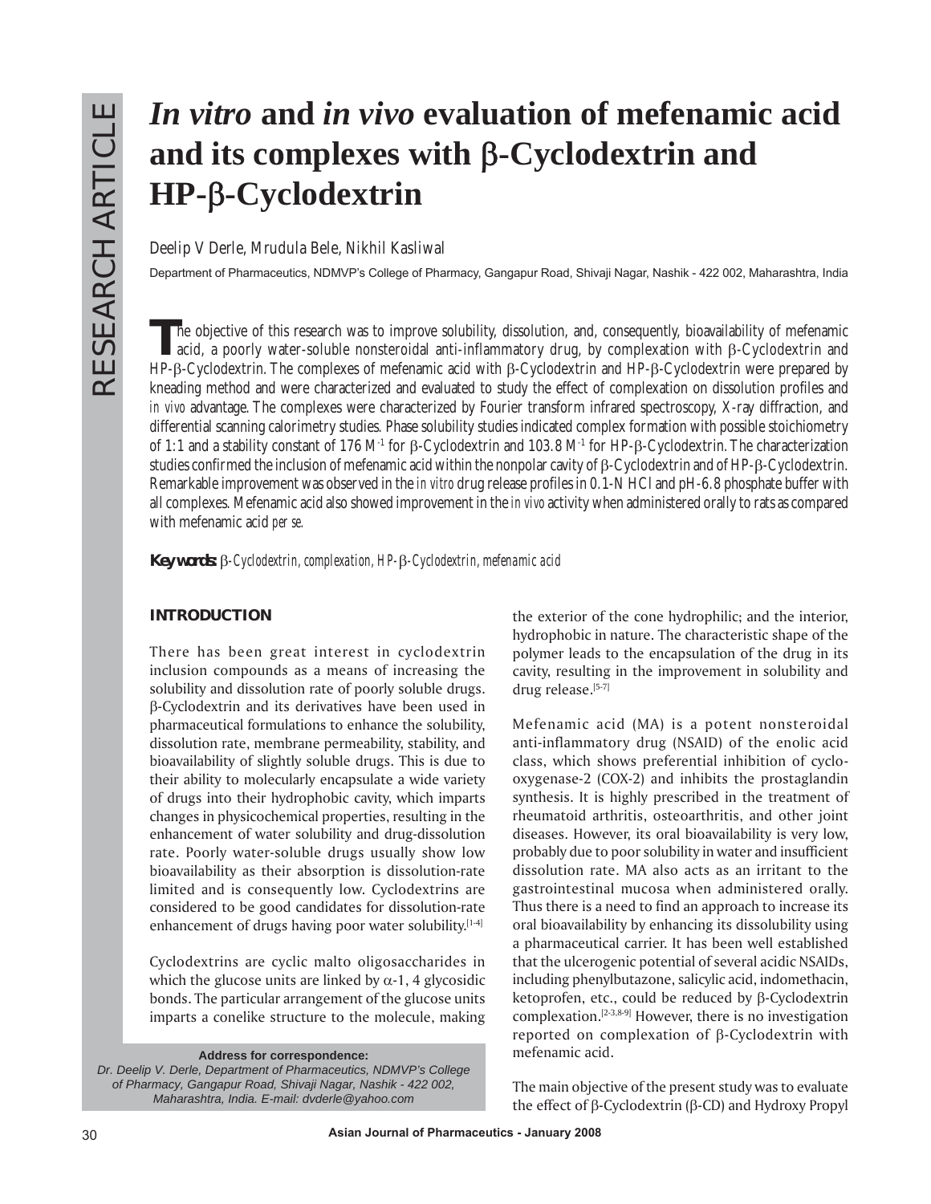# *In vitro* and *in vivo* evaluation of mefenamic acid and its complexes with β-Cyclodextrin and HP-β-Cyclodextrin

Deelip V Derle, Mrudula Bele, Nikhil Kasliwal

Department of Pharmaceutics, NDMVP's College of Pharmacy, Gangapur Road, Shivaji Nagar, Nashik - 422 002, Maharashtra, India

The objective of this research was to improve solubility, dissolution, and, consequently, bioavailability of mefenamic acid, a poorly water-soluble nonsteroidal anti-inflammatory drug, by complexation with β-Cyclodextrin and HP-β-Cyclodextrin. The complexes of mefenamic acid with β-Cyclodextrin and HP-β-Cyclodextrin were prepared by kneading method and were characterized and evaluated to study the effect of complexation on dissolution profiles and *in vivo* advantage. The complexes were characterized by Fourier transform infrared spectroscopy, X-ray diffraction, and differential scanning calorimetry studies. Phase solubility studies indicated complex formation with possible stoichiometry of 1:1 and a stability constant of 176 $M^{-1}$ for β-Cyclodextrin and 103.8 $M^{-1}$ for HP-β-Cyclodextrin. The characterization studies confirmed the inclusion of mefenamic acid within the nonpolar cavity of β-Cyclodextrin and of HP-β-Cyclodextrin. Remarkable improvement was observed in the *in vitro* drug release profiles in 0.1-N HCl and pH-6.8 phosphate buffer with all complexes. Mefenamic acid also showed improvement in the *in vivo* activity when administered orally to rats as compared with mefenamic acid *per se.*

**Key words:** *β-Cyclodextrin, complexation, HP-β-Cyclodextrin, mefenamic acid*

## INTRODUCTION

There has been great interest in cyclodextrin inclusion compounds as a means of increasing the solubility and dissolution rate of poorly soluble drugs. β-Cyclodextrin and its derivatives have been used in pharmaceutical formulations to enhance the solubility, dissolution rate, membrane permeability, stability, and bioavailability of slightly soluble drugs. This is due to their ability to molecularly encapsulate a wide variety of drugs into their hydrophobic cavity, which imparts changes in physicochemical properties, resulting in the enhancement of water solubility and drug-dissolution rate. Poorly water-soluble drugs usually show low bioavailability as their absorption is dissolution-rate limited and is consequently low. Cyclodextrins are considered to be good candidates for dissolution-rate enhancement of drugs having poor water solubility.[1-4]

Cyclodextrins are cyclic malto oligosaccharides in which the glucose units are linked by α-1, 4 glycosidic bonds. The particular arrangement of the glucose units imparts a conelike structure to the molecule, making the exterior of the cone hydrophilic; and the interior, hydrophobic in nature. The characteristic shape of the polymer leads to the encapsulation of the drug in its cavity, resulting in the improvement in solubility and drug release.[5-7]

Mefenamic acid (MA) is a potent nonsteroidal anti-inflammatory drug (NSAID) of the enolic acid class, which shows preferential inhibition of cyclo-oxygenase-2 (COX-2) and inhibits the prostaglandin synthesis. It is highly prescribed in the treatment of rheumatoid arthritis, osteoarthritis, and other joint diseases. However, its oral bioavailability is very low, probably due to poor solubility in water and insufficient dissolution rate. MA also acts as an irritant to the gastrointestinal mucosa when administered orally. Thus there is a need to find an approach to increase its oral bioavailability by enhancing its dissolubility using a pharmaceutical carrier. It has been well established that the ulcerogenic potential of several acidic NSAIDs, including phenylbutazone, salicylic acid, indomethacin, ketoprofen, etc., could be reduced by β-Cyclodextrin complexation.[2-3,8-9] However, there is no investigation reported on complexation of β-Cyclodextrin with mefenamic acid.

The main objective of the present study was to evaluate the effect of β-Cyclodextrin (β-CD) and Hydroxy Propyl

**Address for correspondence:**
*Dr. Deelip V. Derle, Department of Pharmaceutics, NDMVP's College of Pharmacy, Gangapur Road, Shivaji Nagar, Nashik - 422 002, Maharashtra, India. E-mail: dvderle@yahoo.com*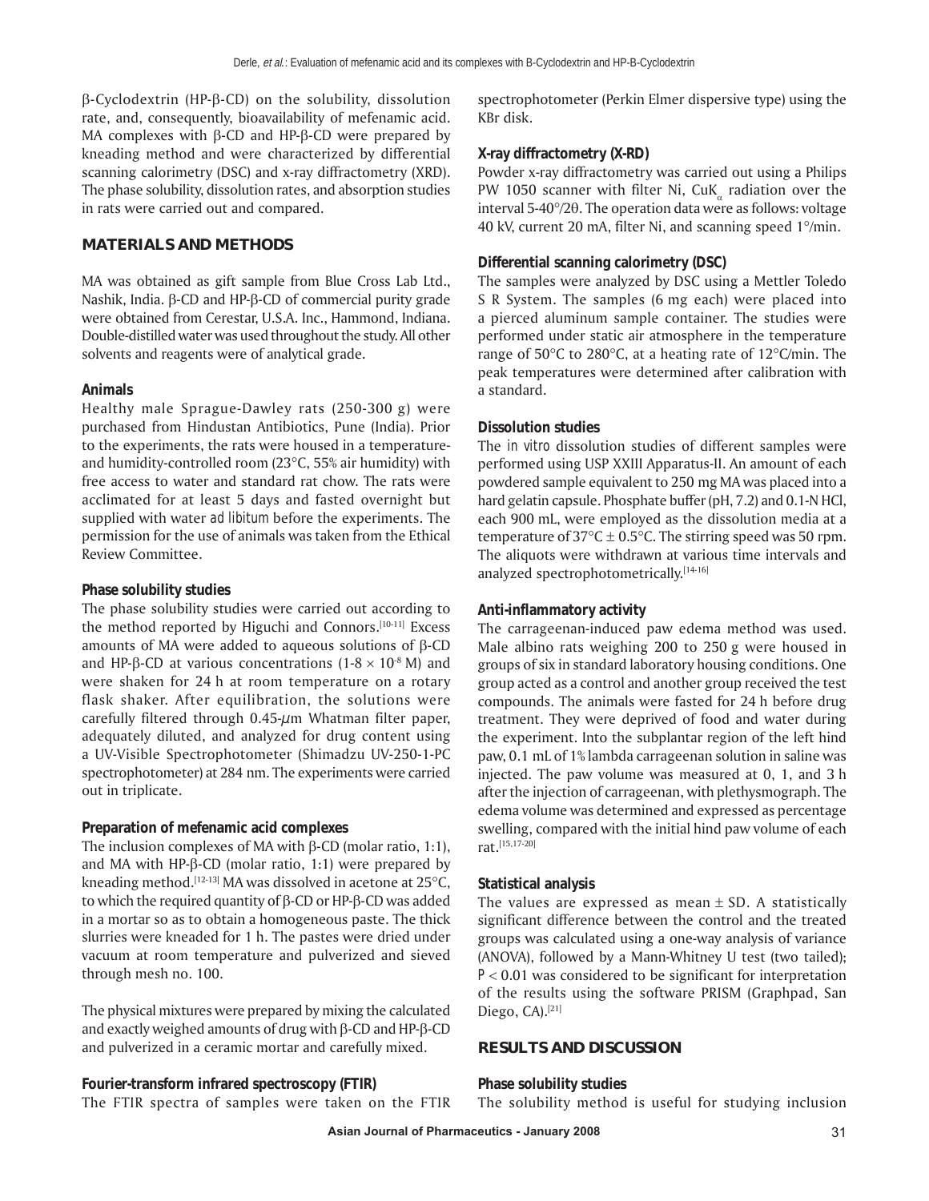β-Cyclodextrin (HP-β-CD) on the solubility, dissolution rate, and, consequently, bioavailability of mefenamic acid. MA complexes with β-CD and HP-β-CD were prepared by kneading method and were characterized by differential scanning calorimetry (DSC) and x-ray diffractometry (XRD). The phase solubility, dissolution rates, and absorption studies in rats were carried out and compared.

## MATERIALS AND METHODS

MA was obtained as gift sample from Blue Cross Lab Ltd., Nashik, India. β-CD and HP-β-CD of commercial purity grade were obtained from Cerestar, U.S.A. Inc., Hammond, Indiana. Double-distilled water was used throughout the study. All other solvents and reagents were of analytical grade.

### Animals

Healthy male Sprague-Dawley rats (250-300 g) were purchased from Hindustan Antibiotics, Pune (India). Prior to the experiments, the rats were housed in a temperature- and humidity-controlled room (23°C, 55% air humidity) with free access to water and standard rat chow. The rats were acclimated for at least 5 days and fasted overnight but supplied with water *ad libitum* before the experiments. The permission for the use of animals was taken from the Ethical Review Committee.

### Phase solubility studies

The phase solubility studies were carried out according to the method reported by Higuchi and Connors.[10-11] Excess amounts of MA were added to aqueous solutions of β-CD and HP-β-CD at various concentrations ($1\text{-}8 \times 10^{-8}$ M) and were shaken for 24 h at room temperature on a rotary flask shaker. After equilibration, the solutions were carefully filtered through 0.45-$\mu$m Whatman filter paper, adequately diluted, and analyzed for drug content using a UV-Visible Spectrophotometer (Shimadzu UV-250-1-PC spectrophotometer) at 284 nm. The experiments were carried out in triplicate.

### Preparation of mefenamic acid complexes

The inclusion complexes of MA with β-CD (molar ratio, 1:1), and MA with HP-β-CD (molar ratio, 1:1) were prepared by kneading method.[12-13] MA was dissolved in acetone at 25°C, to which the required quantity of β-CD or HP-β-CD was added in a mortar so as to obtain a homogeneous paste. The thick slurries were kneaded for 1 h. The pastes were dried under vacuum at room temperature and pulverized and sieved through mesh no. 100.

The physical mixtures were prepared by mixing the calculated and exactly weighed amounts of drug with β-CD and HP-β-CD and pulverized in a ceramic mortar and carefully mixed.

### Fourier-transform infrared spectroscopy (FTIR)

The FTIR spectra of samples were taken on the FTIR spectrophotometer (Perkin Elmer dispersive type) using the KBr disk.

### X-ray diffractometry (X-RD)

Powder x-ray diffractometry was carried out using a Philips PW 1050 scanner with filter Ni, Cu$K_\alpha$ radiation over the interval 5-40°/2θ. The operation data were as follows: voltage 40 kV, current 20 mA, filter Ni, and scanning speed 1°/min.

### Differential scanning calorimetry (DSC)

The samples were analyzed by DSC using a Mettler Toledo S R System. The samples (6 mg each) were placed into a pierced aluminum sample container. The studies were performed under static air atmosphere in the temperature range of 50°C to 280°C, at a heating rate of 12°C/min. The peak temperatures were determined after calibration with a standard.

### Dissolution studies

The *in vitro* dissolution studies of different samples were performed using USP XXIII Apparatus-II. An amount of each powdered sample equivalent to 250 mg MA was placed into a hard gelatin capsule. Phosphate buffer (pH, 7.2) and 0.1-N HCl, each 900 mL, were employed as the dissolution media at a temperature of $37°C \pm 0.5°C$. The stirring speed was 50 rpm. The aliquots were withdrawn at various time intervals and analyzed spectrophotometrically.[14-16]

### Anti-inflammatory activity

The carrageenan-induced paw edema method was used. Male albino rats weighing 200 to 250 g were housed in groups of six in standard laboratory housing conditions. One group acted as a control and another group received the test compounds. The animals were fasted for 24 h before drug treatment. They were deprived of food and water during the experiment. Into the subplantar region of the left hind paw, 0.1 mL of 1% lambda carrageenan solution in saline was injected. The paw volume was measured at 0, 1, and 3 h after the injection of carrageenan, with plethysmograph. The edema volume was determined and expressed as percentage swelling, compared with the initial hind paw volume of each rat.[15,17-20]

### Statistical analysis

The values are expressed as mean ± SD. A statistically significant difference between the control and the treated groups was calculated using a one-way analysis of variance (ANOVA), followed by a Mann-Whitney U test (two tailed); $P < 0.01$ was considered to be significant for interpretation of the results using the software PRISM (Graphpad, San Diego, CA).[21]

## RESULTS AND DISCUSSION

### Phase solubility studies

The solubility method is useful for studying inclusion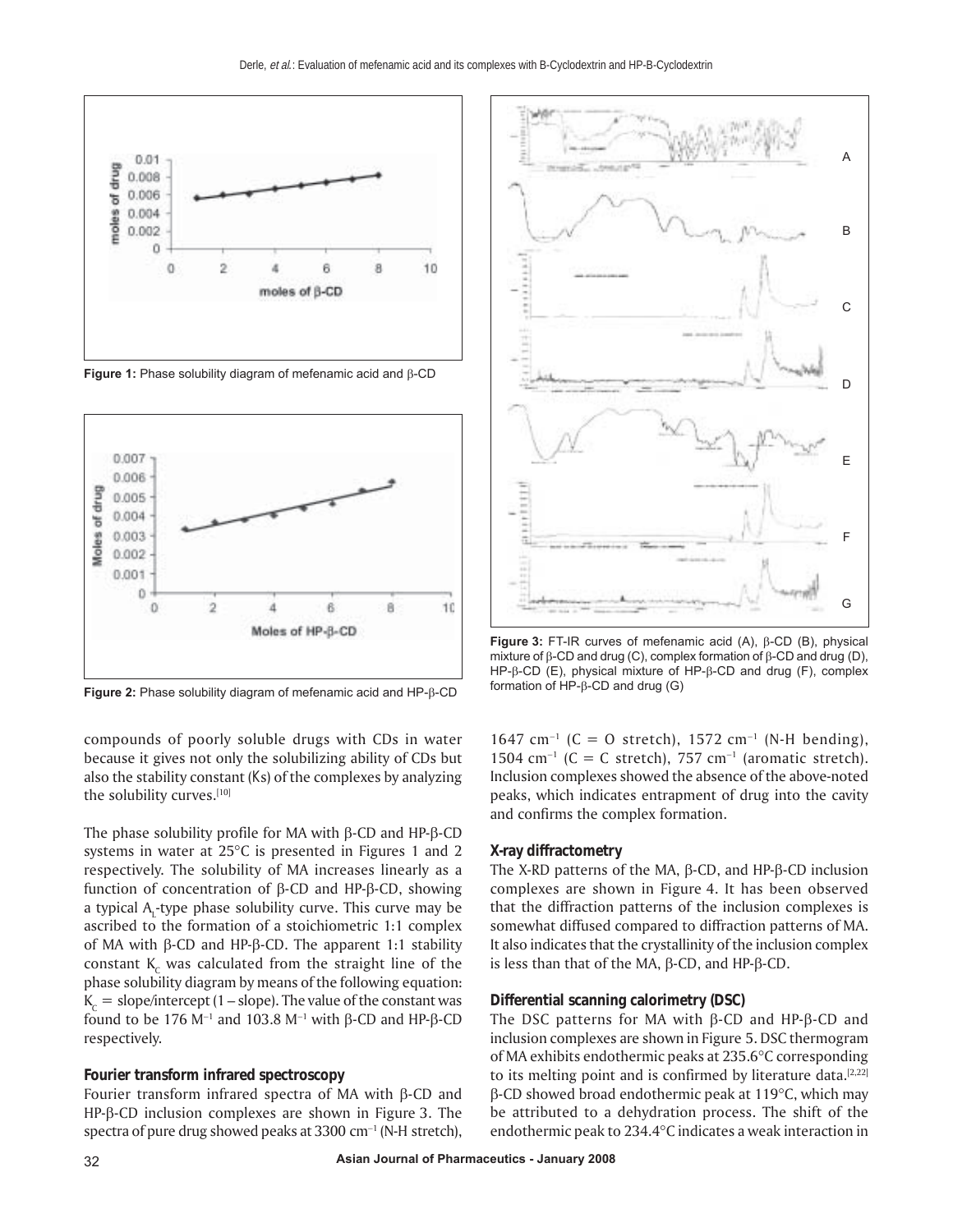Figure 1: Phase solubility diagram of mefenamic acid and β-CD

Figure 2: Phase solubility diagram of mefenamic acid and HP-β-CD

Figure 3: FT-IR curves of mefenamic acid (A), β-CD (B), physical mixture of β-CD and drug (C), complex formation of β-CD and drug (D), HP-β-CD (E), physical mixture of HP-β-CD and drug (F), complex formation of HP-β-CD and drug (G)

compounds of poorly soluble drugs with CDs in water because it gives not only the solubilizing ability of CDs but also the stability constant (Ks) of the complexes by analyzing the solubility curves.[10]

The phase solubility profile for MA with β-CD and HP-β-CD systems in water at 25°C is presented in Figures 1 and 2 respectively. The solubility of MA increases linearly as a function of concentration of β-CD and HP-β-CD, showing a typical $A_L$-type phase solubility curve. This curve may be ascribed to the formation of a stoichiometric 1:1 complex of MA with β-CD and HP-β-CD. The apparent 1:1 stability constant $K_c$ was calculated from the straight line of the phase solubility diagram by means of the following equation: $K_c$ = slope/intercept (1 – slope). The value of the constant was found to be 176 $M^{-1}$ and 103.8 $M^{-1}$ with β-CD and HP-β-CD respectively.

### Fourier transform infrared spectroscopy

Fourier transform infrared spectra of MA with β-CD and HP-β-CD inclusion complexes are shown in Figure 3. The spectra of pure drug showed peaks at 3300 $cm^{-1}$ (N-H stretch), 1647 $cm^{-1}$ (C = O stretch), 1572 $cm^{-1}$ (N-H bending), 1504 $cm^{-1}$ (C = C stretch), 757 $cm^{-1}$ (aromatic stretch). Inclusion complexes showed the absence of the above-noted peaks, which indicates entrapment of drug into the cavity and confirms the complex formation.

### X-ray diffractometry

The X-RD patterns of the MA, β-CD, and HP-β-CD inclusion complexes are shown in Figure 4. It has been observed that the diffraction patterns of the inclusion complexes is somewhat diffused compared to diffraction patterns of MA. It also indicates that the crystallinity of the inclusion complex is less than that of the MA, β-CD, and HP-β-CD.

### Differential scanning calorimetry (DSC)

The DSC patterns for MA with β-CD and HP-β-CD and inclusion complexes are shown in Figure 5. DSC thermogram of MA exhibits endothermic peaks at 235.6°C corresponding to its melting point and is confirmed by literature data.[2,22] β-CD showed broad endothermic peak at 119°C, which may be attributed to a dehydration process. The shift of the endothermic peak to 234.4°C indicates a weak interaction in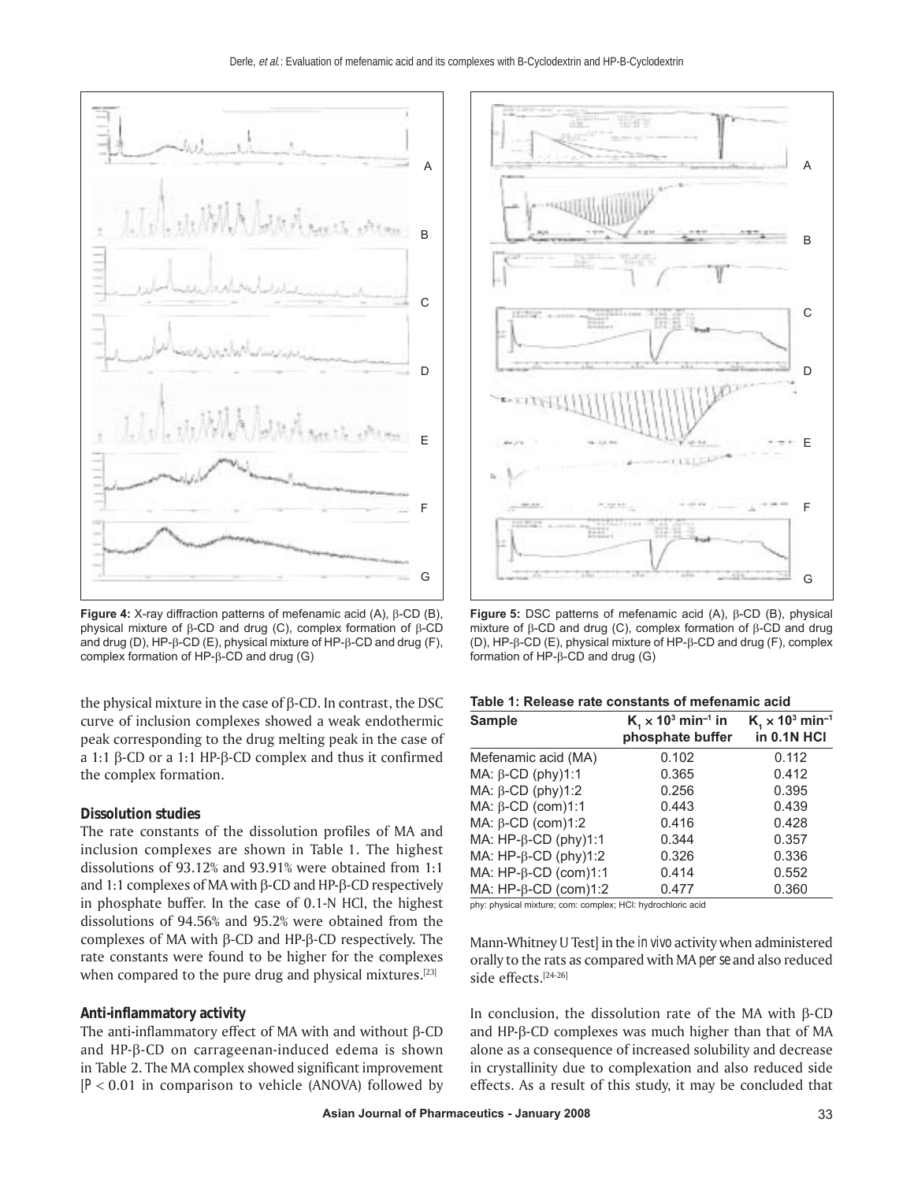Figure 4: X-ray diffraction patterns of mefenamic acid (A), β-CD (B), physical mixture of β-CD and drug (C), complex formation of β-CD and drug (D), HP-β-CD (E), physical mixture of HP-β-CD and drug (F), complex formation of HP-β-CD and drug (G)

Figure 5: DSC patterns of mefenamic acid (A), β-CD (B), physical mixture of β-CD and drug (C), complex formation of β-CD and drug (D), HP-β-CD (E), physical mixture of HP-β-CD and drug (F), complex formation of HP-β-CD and drug (G)

the physical mixture in the case of β-CD. In contrast, the DSC curve of inclusion complexes showed a weak endothermic peak corresponding to the drug melting peak in the case of a 1:1 β-CD or a 1:1 HP-β-CD complex and thus it confirmed the complex formation.

### Dissolution studies

The rate constants of the dissolution profiles of MA and inclusion complexes are shown in Table 1. The highest dissolutions of 93.12% and 93.91% were obtained from 1:1 and 1:1 complexes of MA with β-CD and HP-β-CD respectively in phosphate buffer. In the case of 0.1-N HCl, the highest dissolutions of 94.56% and 95.2% were obtained from the complexes of MA with β-CD and HP-β-CD respectively. The rate constants were found to be higher for the complexes when compared to the pure drug and physical mixtures.[23]

### Anti-inflammatory activity

The anti-inflammatory effect of MA with and without β-CD and HP-β-CD on carrageenan-induced edema is shown in Table 2. The MA complex showed significant improvement [$P < 0.01$ in comparison to vehicle (ANOVA) followed by Mann-Whitney U Test] in the *in vivo* activity when administered orally to the rats as compared with MA *per se* and also reduced side effects.[24-26]

**Table 1: Release rate constants of mefenamic acid**

| Sample | $K_1 \times 10^3$ min$^{-1}$ in phosphate buffer | $K_1 \times 10^3$ min$^{-1}$ in 0.1N HCl |
|---|---|---|
| Mefenamic acid (MA) | 0.102 | 0.112 |
| MA: β-CD (phy)1:1 | 0.365 | 0.412 |
| MA: β-CD (phy)1:2 | 0.256 | 0.395 |
| MA: β-CD (com)1:1 | 0.443 | 0.439 |
| MA: β-CD (com)1:2 | 0.416 | 0.428 |
| MA: HP-β-CD (phy)1:1 | 0.344 | 0.357 |
| MA: HP-β-CD (phy)1:2 | 0.326 | 0.336 |
| MA: HP-β-CD (com)1:1 | 0.414 | 0.552 |
| MA: HP-β-CD (com)1:2 | 0.477 | 0.360 |

phy: physical mixture; com: complex; HCl: hydrochloric acid

In conclusion, the dissolution rate of the MA with β-CD and HP-β-CD complexes was much higher than that of MA alone as a consequence of increased solubility and decrease in crystallinity due to complexation and also reduced side effects. As a result of this study, it may be concluded that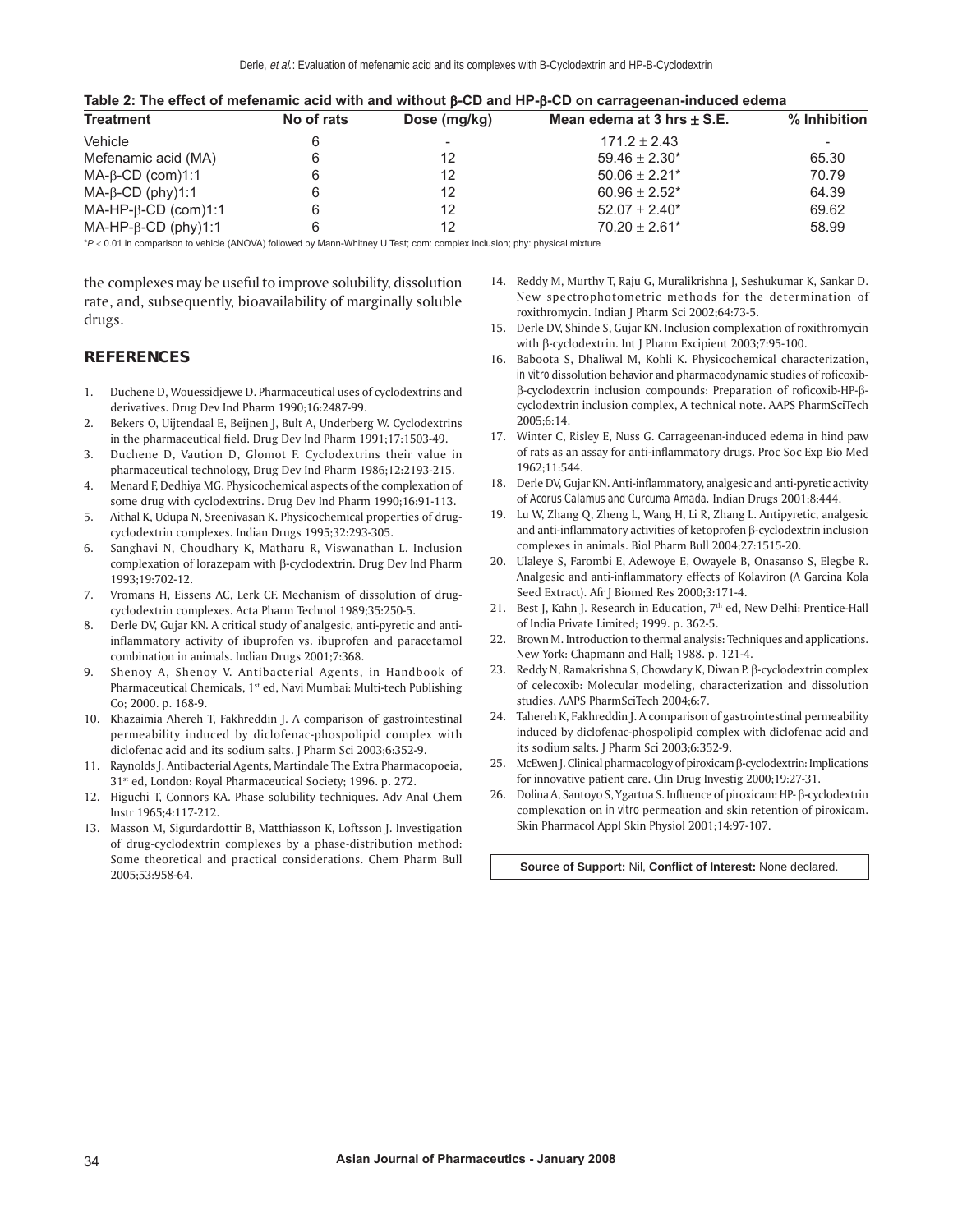**Table 2: The effect of mefenamic acid with and without β-CD and HP-β-CD on carrageenan-induced edema**

| Treatment | No of rats | Dose (mg/kg) | Mean edema at 3 hrs ± S.E. | % Inhibition |
|---|---|---|---|---|
| Vehicle | 6 | - | 171.2 ± 2.43 | - |
| Mefenamic acid (MA) | 6 | 12 | 59.46 ± 2.30* | 65.30 |
| MA-β-CD (com)1:1 | 6 | 12 | 50.06 ± 2.21* | 70.79 |
| MA-β-CD (phy)1:1 | 6 | 12 | 60.96 ± 2.52* | 64.39 |
| MA-HP-β-CD (com)1:1 | 6 | 12 | 52.07 ± 2.40* | 69.62 |
| MA-HP-β-CD (phy)1:1 | 6 | 12 | 70.20 ± 2.61* | 58.99 |

*$P < 0.01$ in comparison to vehicle (ANOVA) followed by Mann-Whitney U Test; com: complex inclusion; phy: physical mixture

the complexes may be useful to improve solubility, dissolution rate, and, subsequently, bioavailability of marginally soluble drugs.

## REFERENCES

1. Duchene D, Wouessidjewe D. Pharmaceutical uses of cyclodextrins and derivatives. Drug Dev Ind Pharm 1990;16:2487-99.
2. Bekers O, Uijtendaal E, Beijnen J, Bult A, Underberg W. Cyclodextrins in the pharmaceutical field. Drug Dev Ind Pharm 1991;17:1503-49.
3. Duchene D, Vaution D, Glomot F. Cyclodextrins their value in pharmaceutical technology, Drug Dev Ind Pharm 1986;12:2193-215.
4. Menard F, Dedhiya MG. Physicochemical aspects of the complexation of some drug with cyclodextrins. Drug Dev Ind Pharm 1990;16:91-113.
5. Aithal K, Udupa N, Sreenivasan K. Physicochemical properties of drug-cyclodextrin complexes. Indian Drugs 1995;32:293-305.
6. Sanghavi N, Choudhary K, Matharu R, Viswanathan L. Inclusion complexation of lorazepam with β-cyclodextrin. Drug Dev Ind Pharm 1993;19:702-12.
7. Vromans H, Eissens AC, Lerk CF. Mechanism of dissolution of drug-cyclodextrin complexes. Acta Pharm Technol 1989;35:250-5.
8. Derle DV, Gujar KN. A critical study of analgesic, anti-pyretic and anti-inflammatory activity of ibuprofen vs. ibuprofen and paracetamol combination in animals. Indian Drugs 2001;7:368.
9. Shenoy A, Shenoy V. Antibacterial Agents, in Handbook of Pharmaceutical Chemicals, 1st ed, Navi Mumbai: Multi-tech Publishing Co; 2000. p. 168-9.
10. Khazaimia Ahereh T, Fakhreddin J. A comparison of gastrointestinal permeability induced by diclofenac-phospholipid complex with diclofenac acid and its sodium salts. J Pharm Sci 2003;6:352-9.
11. Raynolds J. Antibacterial Agents, Martindale The Extra Pharmacopoeia, 31st ed, London: Royal Pharmaceutical Society; 1996. p. 272.
12. Higuchi T, Connors KA. Phase solubility techniques. Adv Anal Chem Instr 1965;4:117-212.
13. Masson M, Sigurdardottir B, Matthiasson K, Loftsson J. Investigation of drug-cyclodextrin complexes by a phase-distribution method: Some theoretical and practical considerations. Chem Pharm Bull 2005;53:958-64.
14. Reddy M, Murthy T, Raju G, Muralikrishna J, Seshukumar K, Sankar D. New spectrophotometric methods for the determination of roxithromycin. Indian J Pharm Sci 2002;64:73-5.
15. Derle DV, Shinde S, Gujar KN. Inclusion complexation of roxithromycin with β-cyclodextrin. Int J Pharm Excipient 2003;7:95-100.
16. Baboota S, Dhaliwal M, Kohli K. Physicochemical characterization, *in vitro* dissolution behavior and pharmacodynamic studies of roficoxib-β-cyclodextrin inclusion compounds: Preparation of roficoxib-HP-β-cyclodextrin inclusion complex, A technical note. AAPS PharmSciTech 2005;6:14.
17. Winter C, Risley E, Nuss G. Carrageenan-induced edema in hind paw of rats as an assay for anti-inflammatory drugs. Proc Soc Exp Bio Med 1962;11:544.
18. Derle DV, Gujar KN. Anti-inflammatory, analgesic and anti-pyretic activity of *Acorus Calamus and Curcuma Amada*. Indian Drugs 2001;8:444.
19. Lu W, Zhang Q, Zheng L, Wang H, Li R, Zhang L. Antipyretic, analgesic and anti-inflammatory activities of ketoprofen β-cyclodextrin inclusion complexes in animals. Biol Pharm Bull 2004;27:1515-20.
20. Ulaleye S, Farombi E, Adewoye E, Owayele B, Onasanso S, Elegbe R. Analgesic and anti-inflammatory effects of Kolaviron (A Garcina Kola Seed Extract). Afr J Biomed Res 2000;3:171-4.
21. Best J, Kahn J. Research in Education, 7th ed, New Delhi: Prentice-Hall of India Private Limited; 1999. p. 362-5.
22. Brown M. Introduction to thermal analysis: Techniques and applications. New York: Chapmann and Hall; 1988. p. 121-4.
23. Reddy N, Ramakrishna S, Chowdary K, Diwan P. β-cyclodextrin complex of celecoxib: Molecular modeling, characterization and dissolution studies. AAPS PharmSciTech 2004;6:7.
24. Tahereh K, Fakhreddin J. A comparison of gastrointestinal permeability induced by diclofenac-phospholipid complex with diclofenac acid and its sodium salts. J Pharm Sci 2003;6:352-9.
25. McEwen J. Clinical pharmacology of piroxicam β-cyclodextrin: Implications for innovative patient care. Clin Drug Investig 2000;19:27-31.
26. Dolina A, Santoyo S, Ygartua S. Influence of piroxicam: HP- β-cyclodextrin complexation on *in vitro* permeation and skin retention of piroxicam. Skin Pharmacol Appl Skin Physiol 2001;14:97-107.

**Source of Support:** Nil, **Conflict of Interest:** None declared.